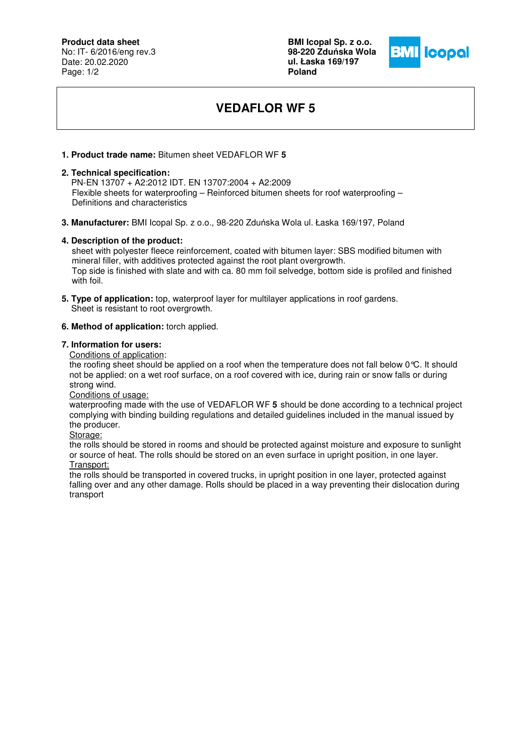**Product data sheet**
No: IT- 6/2016/eng rev.3
Date: 20.02.2020

**BMI Icopal Sp. z o.o.**
**98-220 Zduńska Wola**
**ul. Łaska 169/197**
**Poland**

# VEDAFLOR WF 5

1. **Product trade name:** Bitumen sheet VEDAFLOR WF **5**

2. **Technical specification:**
   PN-EN 13707 + A2:2012 IDT. EN 13707:2004 + A2:2009
   Flexible sheets for waterproofing – Reinforced bitumen sheets for roof waterproofing – Definitions and characteristics

3. **Manufacturer:** BMI Icopal Sp. z o.o., 98-220 Zduńska Wola ul. Łaska 169/197, Poland

4. **Description of the product:**
   sheet with polyester fleece reinforcement, coated with bitumen layer: SBS modified bitumen with mineral filler, with additives protected against the root plant overgrowth.
   Top side is finished with slate and with ca. 80 mm foil selvedge, bottom side is profiled and finished with foil.

5. **Type of application:** top, waterproof layer for multilayer applications in roof gardens.
   Sheet is resistant to root overgrowth.

6. **Method of application:** torch applied.

7. **Information for users:**

   Conditions of application:
   the roofing sheet should be applied on a roof when the temperature does not fall below 0℃. It should not be applied: on a wet roof surface, on a roof covered with ice, during rain or snow falls or during strong wind.

   Conditions of usage:
   waterproofing made with the use of VEDAFLOR WF **5** should be done according to a technical project complying with binding building regulations and detailed guidelines included in the manual issued by the producer.

   Storage:
   the rolls should be stored in rooms and should be protected against moisture and exposure to sunlight or source of heat. The rolls should be stored on an even surface in upright position, in one layer.

   Transport:
   the rolls should be transported in covered trucks, in upright position in one layer, protected against falling over and any other damage. Rolls should be placed in a way preventing their dislocation during transport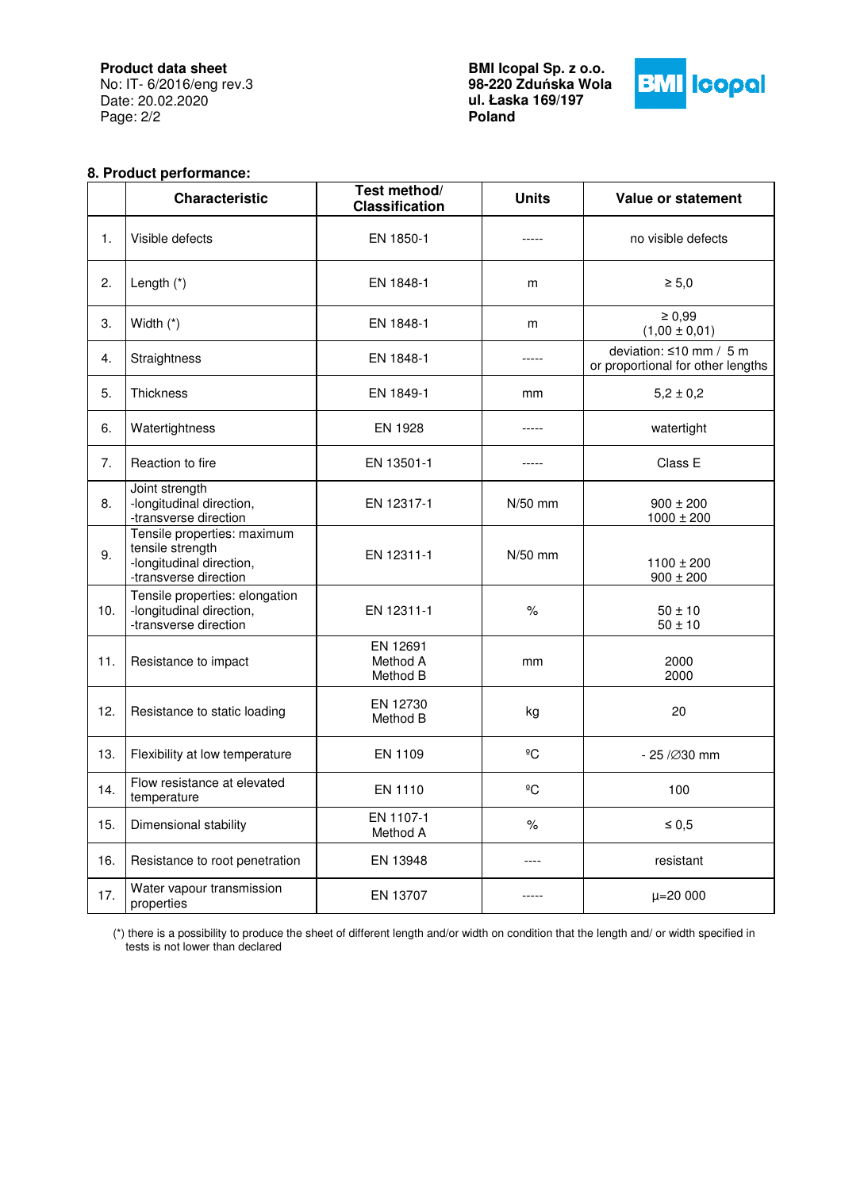**Product data sheet**
No: IT- 6/2016/eng rev.3
Date: 20.02.2020

**BMI Icopal Sp. z o.o.**
**98-220 Zduńska Wola**
**ul. Łaska 169/197**
**Poland**

### 8. Product performance:

| | Characteristic | Test method/ Classification | Units | Value or statement |
|---|---|---|---|---|
| 1. | Visible defects | EN 1850-1 | ----- | no visible defects |
| 2. | Length (*) | EN 1848-1 | m | ≥ 5,0 |
| 3. | Width (*) | EN 1848-1 | m | ≥ 0,99 (1,00 ± 0,01) |
| 4. | Straightness | EN 1848-1 | ----- | deviation: ≤10 mm / 5 m or proportional for other lengths |
| 5. | Thickness | EN 1849-1 | mm | 5,2 ± 0,2 |
| 6. | Watertightness | EN 1928 | ----- | watertight |
| 7. | Reaction to fire | EN 13501-1 | ----- | Class E |
| 8. | Joint strength -longitudinal direction, -transverse direction | EN 12317-1 | N/50 mm | 900 ± 200 1000 ± 200 |
| 9. | Tensile properties: maximum tensile strength -longitudinal direction, -transverse direction | EN 12311-1 | N/50 mm | 1100 ± 200 900 ± 200 |
| 10. | Tensile properties: elongation -longitudinal direction, -transverse direction | EN 12311-1 | % | 50 ± 10 50 ± 10 |
| 11. | Resistance to impact | EN 12691 Method A Method B | mm | 2000 2000 |
| 12. | Resistance to static loading | EN 12730 Method B | kg | 20 |
| 13. | Flexibility at low temperature | EN 1109 | ºC | - 25 /∅30 mm |
| 14. | Flow resistance at elevated temperature | EN 1110 | ºC | 100 |
| 15. | Dimensional stability | EN 1107-1 Method A | % | ≤ 0,5 |
| 16. | Resistance to root penetration | EN 13948 | ---- | resistant |
| 17. | Water vapour transmission properties | EN 13707 | ----- | μ=20 000 |

(*) there is a possibility to produce the sheet of different length and/or width on condition that the length and/ or width specified in tests is not lower than declared